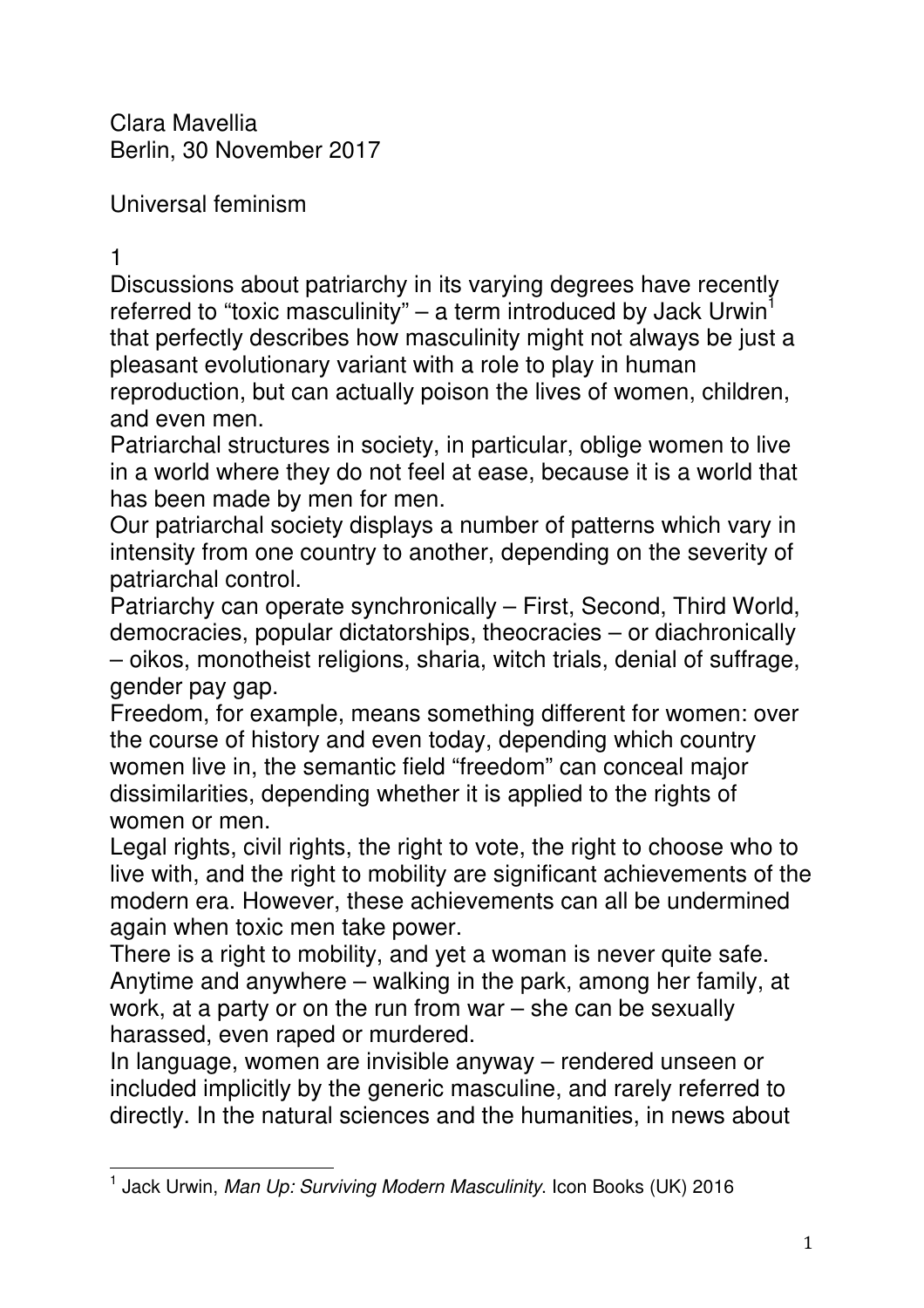Clara Mavellia
Berlin, 30 November 2017

# Universal feminism

## 1

Discussions about patriarchy in its varying degrees have recently referred to "toxic masculinity" – a term introduced by Jack Urwin[1] that perfectly describes how masculinity might not always be just a pleasant evolutionary variant with a role to play in human reproduction, but can actually poison the lives of women, children, and even men.

Patriarchal structures in society, in particular, oblige women to live in a world where they do not feel at ease, because it is a world that has been made by men for men.

Our patriarchal society displays a number of patterns which vary in intensity from one country to another, depending on the severity of patriarchal control.

Patriarchy can operate synchronically – First, Second, Third World, democracies, popular dictatorships, theocracies – or diachronically – oikos, monotheist religions, sharia, witch trials, denial of suffrage, gender pay gap.

Freedom, for example, means something different for women: over the course of history and even today, depending which country women live in, the semantic field "freedom" can conceal major dissimilarities, depending whether it is applied to the rights of women or men.

Legal rights, civil rights, the right to vote, the right to choose who to live with, and the right to mobility are significant achievements of the modern era. However, these achievements can all be undermined again when toxic men take power.

There is a right to mobility, and yet a woman is never quite safe. Anytime and anywhere – walking in the park, among her family, at work, at a party or on the run from war – she can be sexually harassed, even raped or murdered.

In language, women are invisible anyway – rendered unseen or included implicitly by the generic masculine, and rarely referred to directly. In the natural sciences and the humanities, in news about

---

[1] Jack Urwin, *Man Up: Surviving Modern Masculinity*. Icon Books (UK) 2016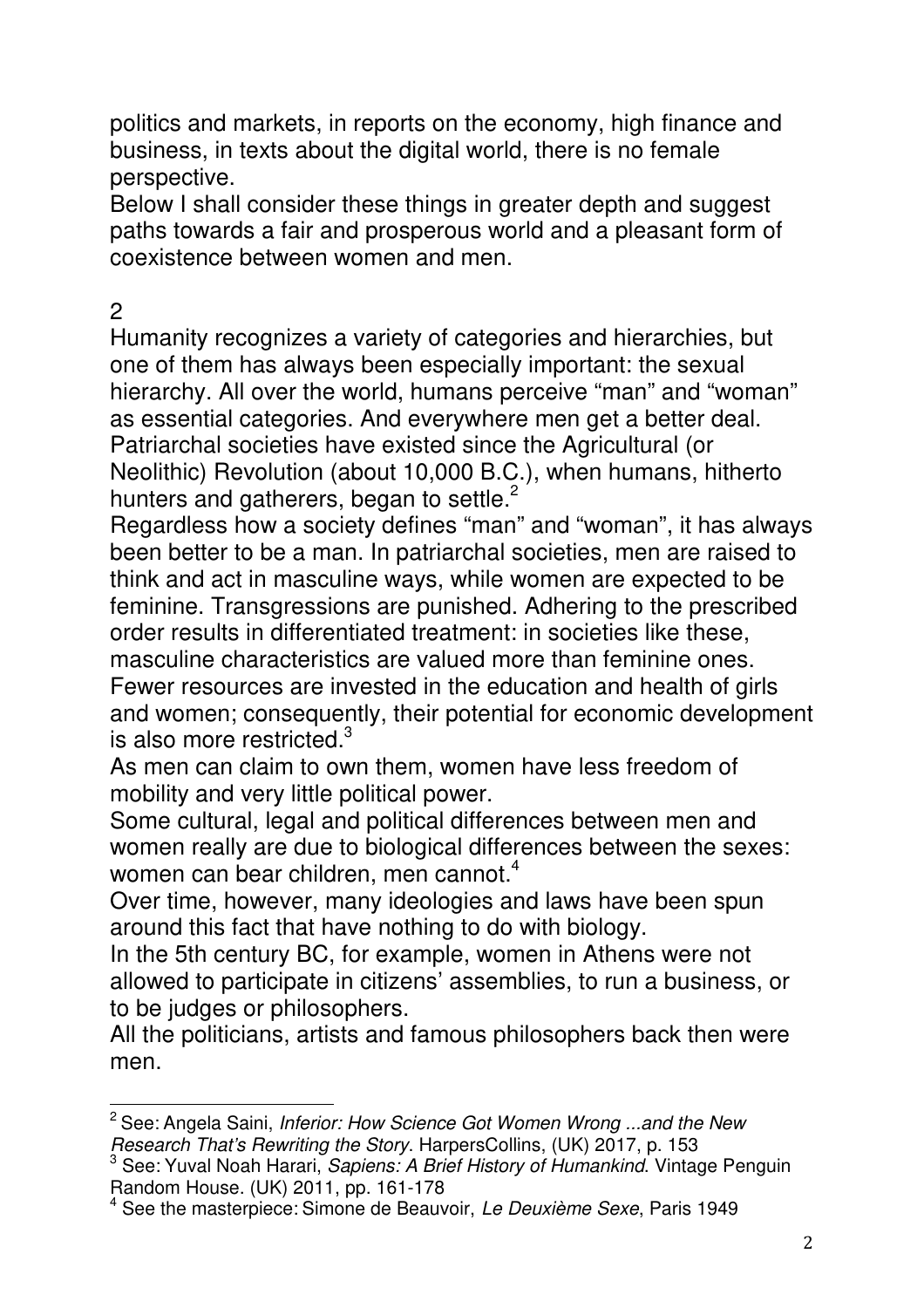politics and markets, in reports on the economy, high finance and business, in texts about the digital world, there is no female perspective.

Below I shall consider these things in greater depth and suggest paths towards a fair and prosperous world and a pleasant form of coexistence between women and men.

## 2

Humanity recognizes a variety of categories and hierarchies, but one of them has always been especially important: the sexual hierarchy. All over the world, humans perceive "man" and "woman" as essential categories. And everywhere men get a better deal. Patriarchal societies have existed since the Agricultural (or Neolithic) Revolution (about 10,000 B.C.), when humans, hitherto hunters and gatherers, began to settle.[2]

Regardless how a society defines "man" and "woman", it has always been better to be a man. In patriarchal societies, men are raised to think and act in masculine ways, while women are expected to be feminine. Transgressions are punished. Adhering to the prescribed order results in differentiated treatment: in societies like these, masculine characteristics are valued more than feminine ones. Fewer resources are invested in the education and health of girls and women; consequently, their potential for economic development is also more restricted.[3]

As men can claim to own them, women have less freedom of mobility and very little political power.

Some cultural, legal and political differences between men and women really are due to biological differences between the sexes: women can bear children, men cannot.[4]

Over time, however, many ideologies and laws have been spun around this fact that have nothing to do with biology.

In the 5th century BC, for example, women in Athens were not allowed to participate in citizens' assemblies, to run a business, or to be judges or philosophers.

All the politicians, artists and famous philosophers back then were men.

---

[2] See: Angela Saini, *Inferior: How Science Got Women Wrong ...and the New Research That's Rewriting the Story*. HarpersCollins, (UK) 2017, p. 153

[3] See: Yuval Noah Harari, *Sapiens: A Brief History of Humankind.* Vintage Penguin Random House. (UK) 2011, pp. 161-178

[4] See the masterpiece: Simone de Beauvoir, *Le Deuxième Sexe*, Paris 1949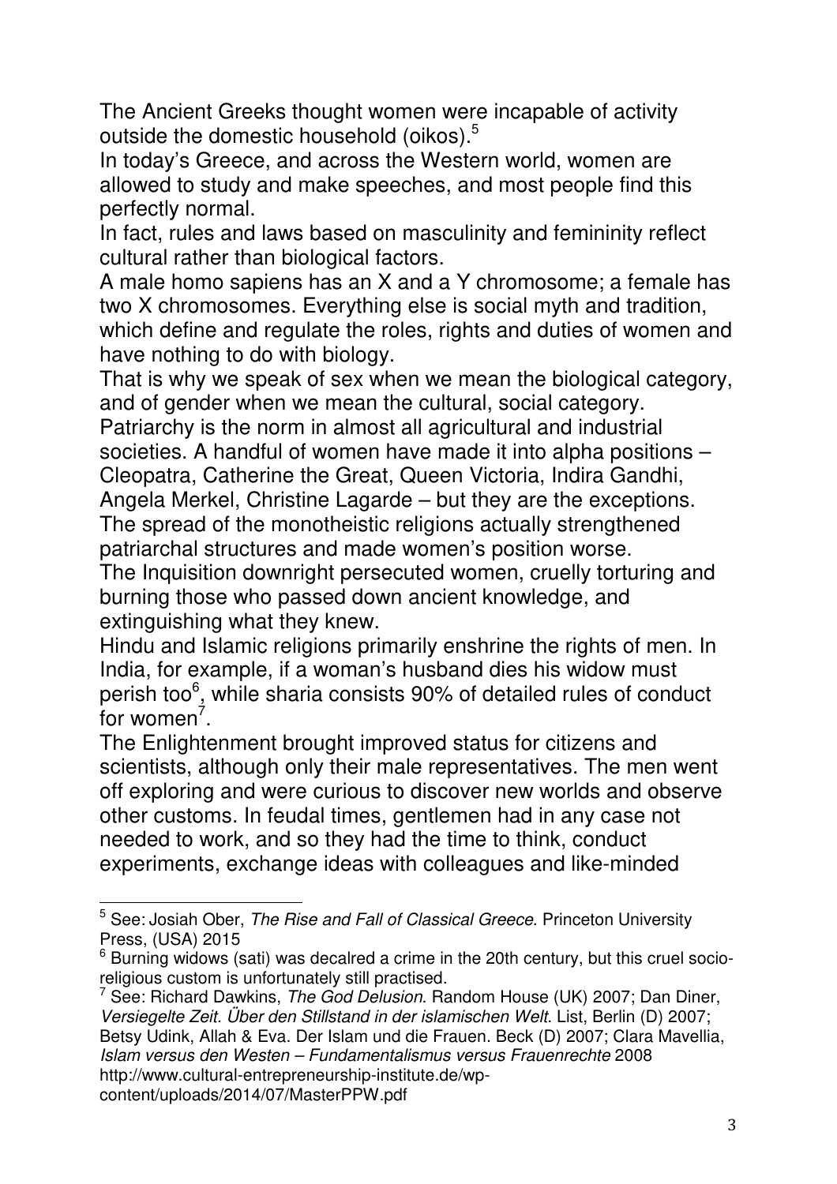The Ancient Greeks thought women were incapable of activity outside the domestic household (oikos).[5]

In today's Greece, and across the Western world, women are allowed to study and make speeches, and most people find this perfectly normal.

In fact, rules and laws based on masculinity and femininity reflect cultural rather than biological factors.

A male homo sapiens has an X and a Y chromosome; a female has two X chromosomes. Everything else is social myth and tradition, which define and regulate the roles, rights and duties of women and have nothing to do with biology.

That is why we speak of sex when we mean the biological category, and of gender when we mean the cultural, social category.

Patriarchy is the norm in almost all agricultural and industrial societies. A handful of women have made it into alpha positions – Cleopatra, Catherine the Great, Queen Victoria, Indira Gandhi, Angela Merkel, Christine Lagarde – but they are the exceptions.

The spread of the monotheistic religions actually strengthened patriarchal structures and made women's position worse.

The Inquisition downright persecuted women, cruelly torturing and burning those who passed down ancient knowledge, and extinguishing what they knew.

Hindu and Islamic religions primarily enshrine the rights of men. In India, for example, if a woman's husband dies his widow must perish too[6], while sharia consists 90% of detailed rules of conduct for women[7].

The Enlightenment brought improved status for citizens and scientists, although only their male representatives. The men went off exploring and were curious to discover new worlds and observe other customs. In feudal times, gentlemen had in any case not needed to work, and so they had the time to think, conduct experiments, exchange ideas with colleagues and like-minded

---

[5] See: Josiah Ober, *The Rise and Fall of Classical Greece*. Princeton University Press, (USA) 2015

[6] Burning widows (sati) was decalred a crime in the 20th century, but this cruel socio-religious custom is unfortunately still practised.

[7] See: Richard Dawkins, *The God Delusion*. Random House (UK) 2007; Dan Diner, *Versiegelte Zeit. Über den Stillstand in der islamischen Welt*. List, Berlin (D) 2007; Betsy Udink, Allah & Eva. Der Islam und die Frauen. Beck (D) 2007; Clara Mavellia, *Islam versus den Westen – Fundamentalismus versus Frauenrechte* 2008 http://www.cultural-entrepreneurship-institute.de/wp-content/uploads/2014/07/MasterPPW.pdf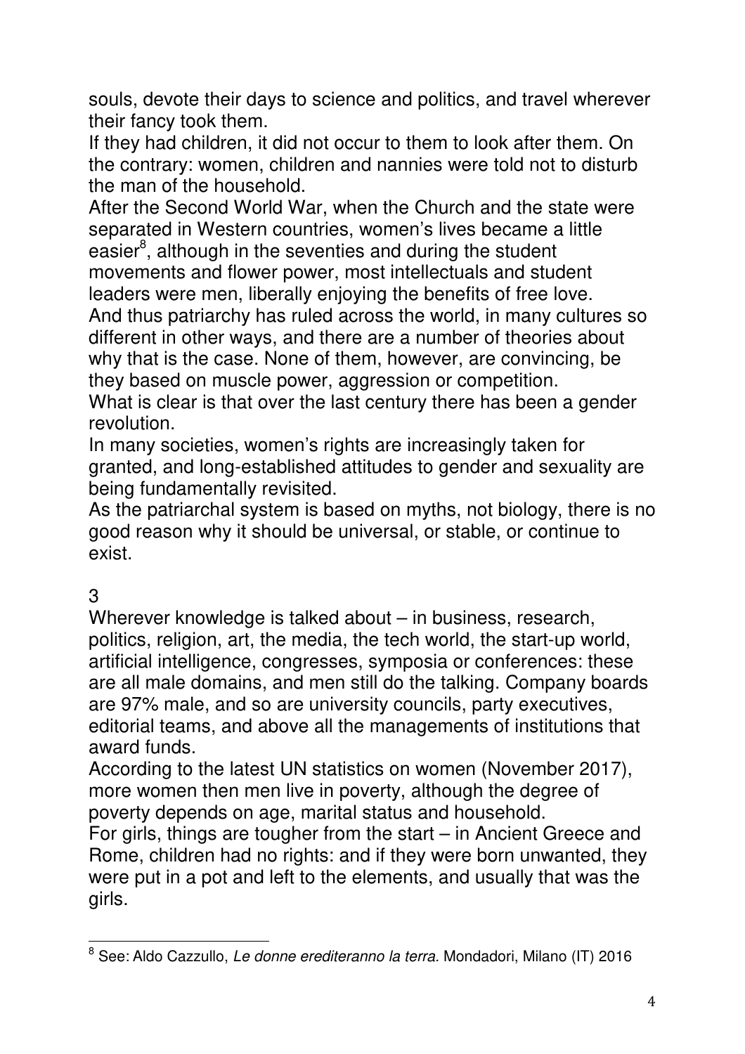souls, devote their days to science and politics, and travel wherever their fancy took them.

If they had children, it did not occur to them to look after them. On the contrary: women, children and nannies were told not to disturb the man of the household.

After the Second World War, when the Church and the state were separated in Western countries, women's lives became a little easier[8], although in the seventies and during the student movements and flower power, most intellectuals and student leaders were men, liberally enjoying the benefits of free love.

And thus patriarchy has ruled across the world, in many cultures so different in other ways, and there are a number of theories about why that is the case. None of them, however, are convincing, be they based on muscle power, aggression or competition.

What is clear is that over the last century there has been a gender revolution.

In many societies, women's rights are increasingly taken for granted, and long-established attitudes to gender and sexuality are being fundamentally revisited.

As the patriarchal system is based on myths, not biology, there is no good reason why it should be universal, or stable, or continue to exist.

## 3

Wherever knowledge is talked about – in business, research, politics, religion, art, the media, the tech world, the start-up world, artificial intelligence, congresses, symposia or conferences: these are all male domains, and men still do the talking. Company boards are 97% male, and so are university councils, party executives, editorial teams, and above all the managements of institutions that award funds.

According to the latest UN statistics on women (November 2017), more women then men live in poverty, although the degree of poverty depends on age, marital status and household.

For girls, things are tougher from the start – in Ancient Greece and Rome, children had no rights: and if they were born unwanted, they were put in a pot and left to the elements, and usually that was the girls.

---

[8] See: Aldo Cazzullo, *Le donne erediteranno la terra.* Mondadori, Milano (IT) 2016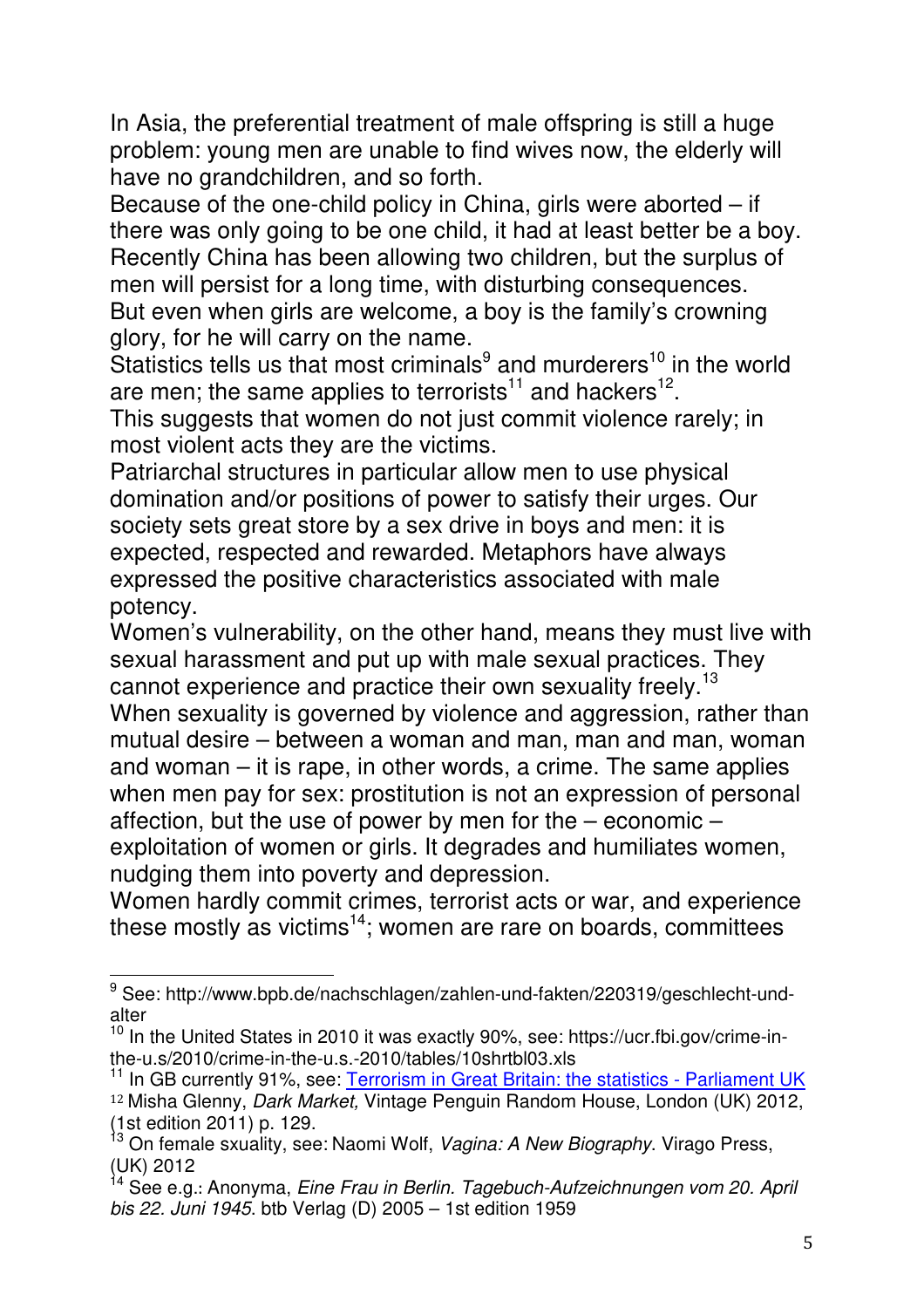In Asia, the preferential treatment of male offspring is still a huge problem: young men are unable to find wives now, the elderly will have no grandchildren, and so forth.

Because of the one-child policy in China, girls were aborted – if there was only going to be one child, it had at least better be a boy. Recently China has been allowing two children, but the surplus of men will persist for a long time, with disturbing consequences.

But even when girls are welcome, a boy is the family's crowning glory, for he will carry on the name.

Statistics tells us that most criminals[9] and murderers[10] in the world are men; the same applies to terrorists[11] and hackers[12].

This suggests that women do not just commit violence rarely; in most violent acts they are the victims.

Patriarchal structures in particular allow men to use physical domination and/or positions of power to satisfy their urges. Our society sets great store by a sex drive in boys and men: it is expected, respected and rewarded. Metaphors have always expressed the positive characteristics associated with male potency.

Women's vulnerability, on the other hand, means they must live with sexual harassment and put up with male sexual practices. They cannot experience and practice their own sexuality freely.[13]

When sexuality is governed by violence and aggression, rather than mutual desire – between a woman and man, man and man, woman and woman – it is rape, in other words, a crime. The same applies when men pay for sex: prostitution is not an expression of personal affection, but the use of power by men for the – economic – exploitation of women or girls. It degrades and humiliates women, nudging them into poverty and depression.

Women hardly commit crimes, terrorist acts or war, and experience these mostly as victims[14]; women are rare on boards, committees

---

[9] See: http://www.bpb.de/nachschlagen/zahlen-und-fakten/220319/geschlecht-und-alter

[10] In the United States in 2010 it was exactly 90%, see: https://ucr.fbi.gov/crime-in-the-u.s/2010/crime-in-the-u.s.-2010/tables/10shrtbl03.xls

[11] In GB currently 91%, see: Terrorism in Great Britain: the statistics - Parliament UK

[12] Misha Glenny, *Dark Market,* Vintage Penguin Random House, London (UK) 2012, (1st edition 2011) p. 129.

[13] On female sxuality, see: Naomi Wolf, *Vagina: A New Biography*. Virago Press, (UK) 2012

[14] See e.g.: Anonyma, *Eine Frau in Berlin. Tagebuch-Aufzeichnungen vom 20. April bis 22. Juni 1945*. btb Verlag (D) 2005 – 1st edition 1959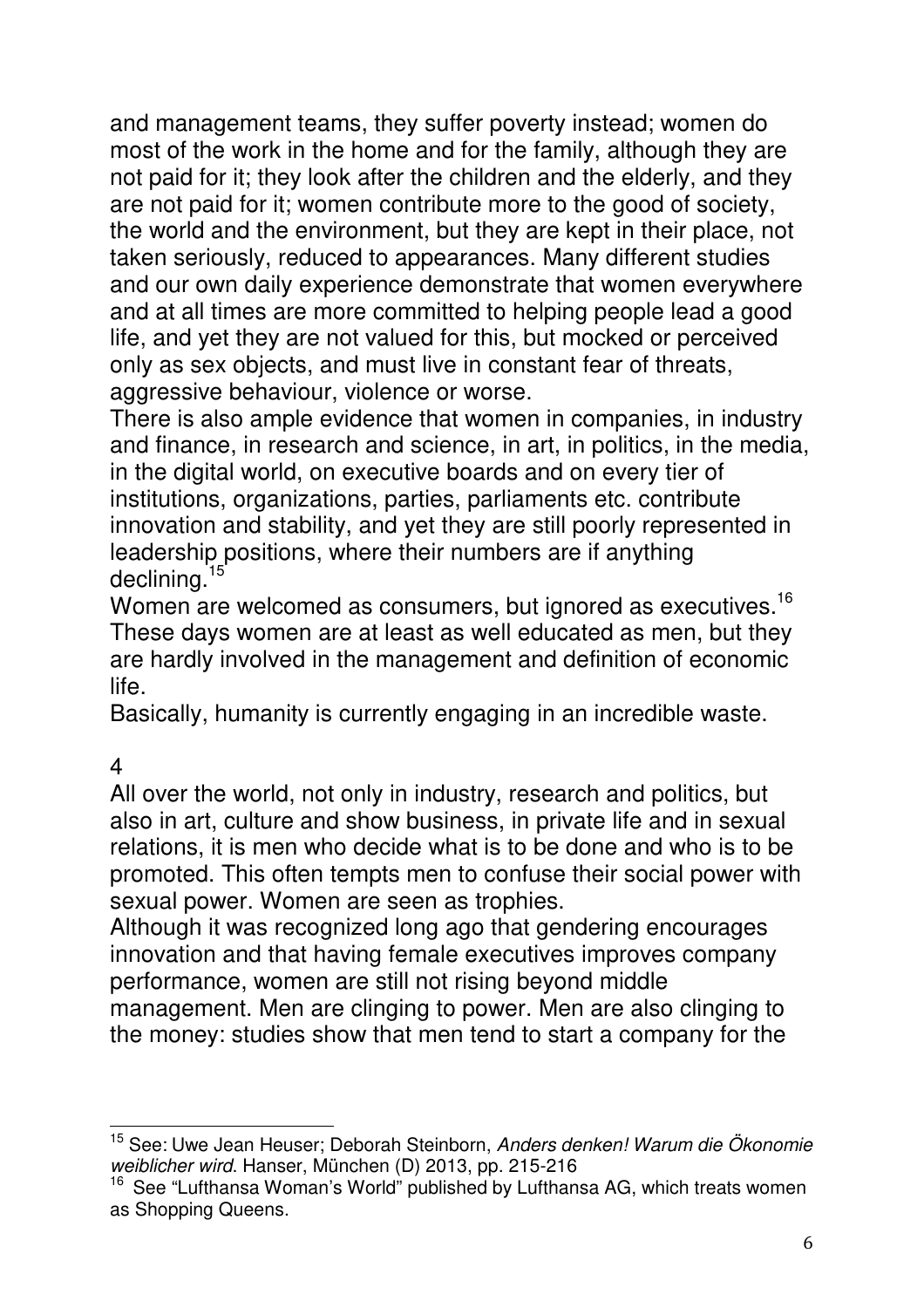and management teams, they suffer poverty instead; women do most of the work in the home and for the family, although they are not paid for it; they look after the children and the elderly, and they are not paid for it; women contribute more to the good of society, the world and the environment, but they are kept in their place, not taken seriously, reduced to appearances. Many different studies and our own daily experience demonstrate that women everywhere and at all times are more committed to helping people lead a good life, and yet they are not valued for this, but mocked or perceived only as sex objects, and must live in constant fear of threats, aggressive behaviour, violence or worse.

There is also ample evidence that women in companies, in industry and finance, in research and science, in art, in politics, in the media, in the digital world, on executive boards and on every tier of institutions, organizations, parties, parliaments etc. contribute innovation and stability, and yet they are still poorly represented in leadership positions, where their numbers are if anything declining.[15]

Women are welcomed as consumers, but ignored as executives.[16]

These days women are at least as well educated as men, but they are hardly involved in the management and definition of economic life.

Basically, humanity is currently engaging in an incredible waste.

4

All over the world, not only in industry, research and politics, but also in art, culture and show business, in private life and in sexual relations, it is men who decide what is to be done and who is to be promoted. This often tempts men to confuse their social power with sexual power. Women are seen as trophies.

Although it was recognized long ago that gendering encourages innovation and that having female executives improves company performance, women are still not rising beyond middle management. Men are clinging to power. Men are also clinging to the money: studies show that men tend to start a company for the

---

[15] See: Uwe Jean Heuser; Deborah Steinborn, *Anders denken! Warum die Ökonomie weiblicher wird*. Hanser, München (D) 2013, pp. 215-216

[16] See "Lufthansa Woman's World" published by Lufthansa AG, which treats women as Shopping Queens.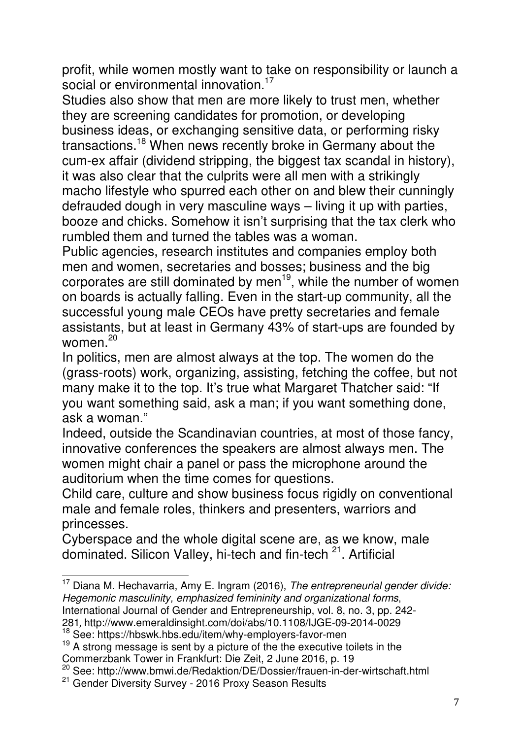profit, while women mostly want to take on responsibility or launch a social or environmental innovation.[17]

Studies also show that men are more likely to trust men, whether they are screening candidates for promotion, or developing business ideas, or exchanging sensitive data, or performing risky transactions.[18] When news recently broke in Germany about the cum-ex affair (dividend stripping, the biggest tax scandal in history), it was also clear that the culprits were all men with a strikingly macho lifestyle who spurred each other on and blew their cunningly defrauded dough in very masculine ways – living it up with parties, booze and chicks. Somehow it isn't surprising that the tax clerk who rumbled them and turned the tables was a woman.

Public agencies, research institutes and companies employ both men and women, secretaries and bosses; business and the big corporates are still dominated by men[19], while the number of women on boards is actually falling. Even in the start-up community, all the successful young male CEOs have pretty secretaries and female assistants, but at least in Germany 43% of start-ups are founded by women.[20]

In politics, men are almost always at the top. The women do the (grass-roots) work, organizing, assisting, fetching the coffee, but not many make it to the top. It's true what Margaret Thatcher said: "If you want something said, ask a man; if you want something done, ask a woman."

Indeed, outside the Scandinavian countries, at most of those fancy, innovative conferences the speakers are almost always men. The women might chair a panel or pass the microphone around the auditorium when the time comes for questions.

Child care, culture and show business focus rigidly on conventional male and female roles, thinkers and presenters, warriors and princesses.

Cyberspace and the whole digital scene are, as we know, male dominated. Silicon Valley, hi-tech and fin-tech [21]. Artificial

---

[17] Diana M. Hechavarria, Amy E. Ingram (2016), *The entrepreneurial gender divide: Hegemonic masculinity, emphasized femininity and organizational forms*, International Journal of Gender and Entrepreneurship, vol. 8, no. 3, pp. 242-281, http://www.emeraldinsight.com/doi/abs/10.1108/IJGE-09-2014-0029

[18] See: https://hbswk.hbs.edu/item/why-employers-favor-men

[19] A strong message is sent by a picture of the the executive toilets in the Commerzbank Tower in Frankfurt: Die Zeit, 2 June 2016, p. 19

[20] See: http://www.bmwi.de/Redaktion/DE/Dossier/frauen-in-der-wirtschaft.html

[21] Gender Diversity Survey - 2016 Proxy Season Results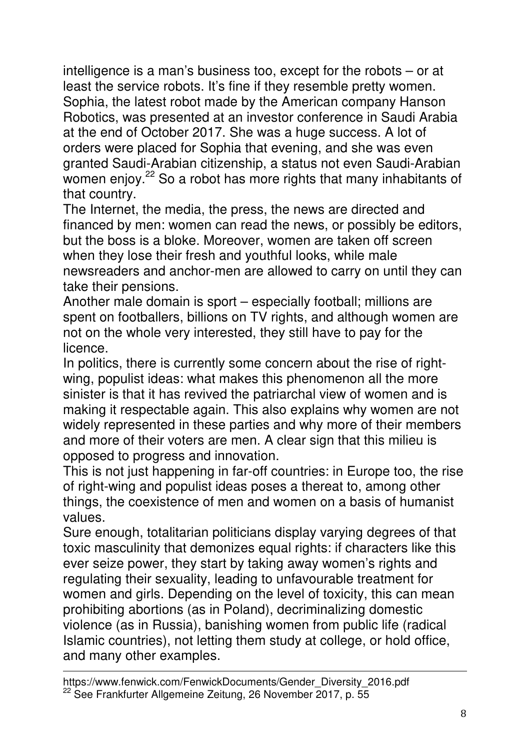intelligence is a man's business too, except for the robots – or at least the service robots. It's fine if they resemble pretty women. Sophia, the latest robot made by the American company Hanson Robotics, was presented at an investor conference in Saudi Arabia at the end of October 2017. She was a huge success. A lot of orders were placed for Sophia that evening, and she was even granted Saudi-Arabian citizenship, a status not even Saudi-Arabian women enjoy.[22] So a robot has more rights that many inhabitants of that country.

The Internet, the media, the press, the news are directed and financed by men: women can read the news, or possibly be editors, but the boss is a bloke. Moreover, women are taken off screen when they lose their fresh and youthful looks, while male newsreaders and anchor-men are allowed to carry on until they can take their pensions.

Another male domain is sport – especially football; millions are spent on footballers, billions on TV rights, and although women are not on the whole very interested, they still have to pay for the licence.

In politics, there is currently some concern about the rise of right-wing, populist ideas: what makes this phenomenon all the more sinister is that it has revived the patriarchal view of women and is making it respectable again. This also explains why women are not widely represented in these parties and why more of their members and more of their voters are men. A clear sign that this milieu is opposed to progress and innovation.

This is not just happening in far-off countries: in Europe too, the rise of right-wing and populist ideas poses a thereat to, among other things, the coexistence of men and women on a basis of humanist values.

Sure enough, totalitarian politicians display varying degrees of that toxic masculinity that demonizes equal rights: if characters like this ever seize power, they start by taking away women's rights and regulating their sexuality, leading to unfavourable treatment for women and girls. Depending on the level of toxicity, this can mean prohibiting abortions (as in Poland), decriminalizing domestic violence (as in Russia), banishing women from public life (radical Islamic countries), not letting them study at college, or hold office, and many other examples.

---

https://www.fenwick.com/FenwickDocuments/Gender_Diversity_2016.pdf

[22] See Frankfurter Allgemeine Zeitung, 26 November 2017, p. 55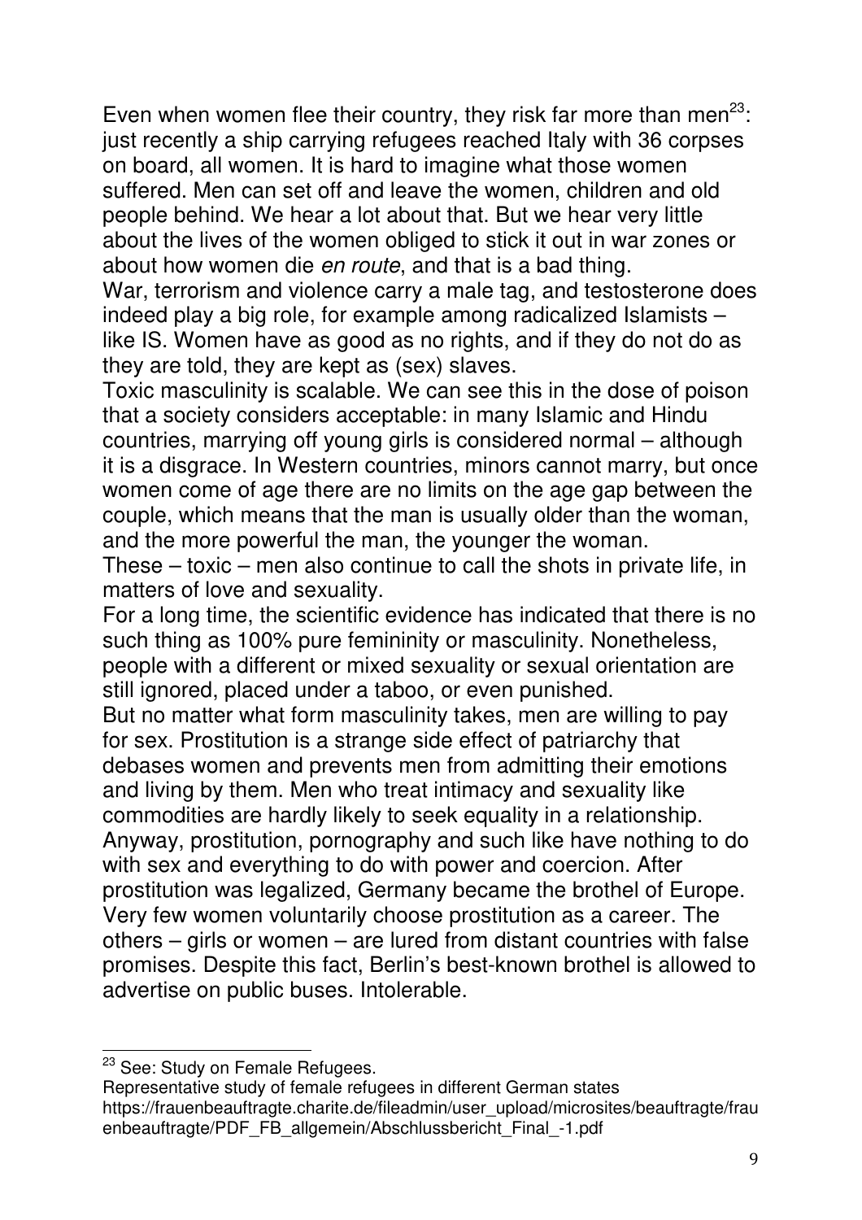Even when women flee their country, they risk far more than men[23]: just recently a ship carrying refugees reached Italy with 36 corpses on board, all women. It is hard to imagine what those women suffered. Men can set off and leave the women, children and old people behind. We hear a lot about that. But we hear very little about the lives of the women obliged to stick it out in war zones or about how women die *en route*, and that is a bad thing.

War, terrorism and violence carry a male tag, and testosterone does indeed play a big role, for example among radicalized Islamists – like IS. Women have as good as no rights, and if they do not do as they are told, they are kept as (sex) slaves.

Toxic masculinity is scalable. We can see this in the dose of poison that a society considers acceptable: in many Islamic and Hindu countries, marrying off young girls is considered normal – although it is a disgrace. In Western countries, minors cannot marry, but once women come of age there are no limits on the age gap between the couple, which means that the man is usually older than the woman, and the more powerful the man, the younger the woman.

These – toxic – men also continue to call the shots in private life, in matters of love and sexuality.

For a long time, the scientific evidence has indicated that there is no such thing as 100% pure femininity or masculinity. Nonetheless, people with a different or mixed sexuality or sexual orientation are still ignored, placed under a taboo, or even punished.

But no matter what form masculinity takes, men are willing to pay for sex. Prostitution is a strange side effect of patriarchy that debases women and prevents men from admitting their emotions and living by them. Men who treat intimacy and sexuality like commodities are hardly likely to seek equality in a relationship. Anyway, prostitution, pornography and such like have nothing to do with sex and everything to do with power and coercion. After prostitution was legalized, Germany became the brothel of Europe. Very few women voluntarily choose prostitution as a career. The others – girls or women – are lured from distant countries with false promises. Despite this fact, Berlin's best-known brothel is allowed to advertise on public buses. Intolerable.

---

[23] See: Study on Female Refugees.
Representative study of female refugees in different German states
https://frauenbeauftragte.charite.de/fileadmin/user_upload/microsites/beauftragte/frauenbeauftragte/PDF_FB_allgemein/Abschlussbericht_Final_-1.pdf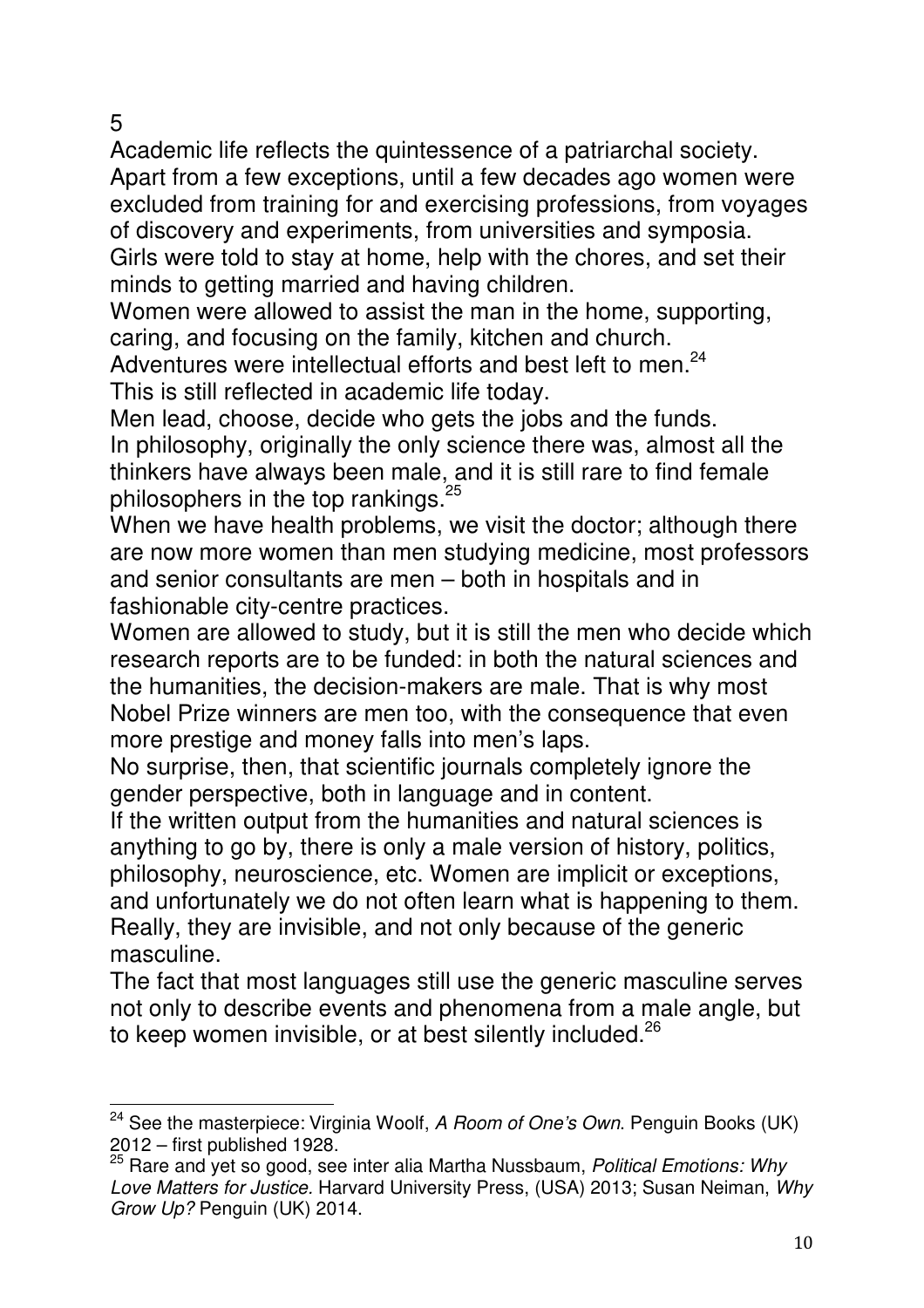5

Academic life reflects the quintessence of a patriarchal society. Apart from a few exceptions, until a few decades ago women were excluded from training for and exercising professions, from voyages of discovery and experiments, from universities and symposia. Girls were told to stay at home, help with the chores, and set their minds to getting married and having children.

Women were allowed to assist the man in the home, supporting, caring, and focusing on the family, kitchen and church.

Adventures were intellectual efforts and best left to men.[24]

This is still reflected in academic life today.

Men lead, choose, decide who gets the jobs and the funds.

In philosophy, originally the only science there was, almost all the thinkers have always been male, and it is still rare to find female philosophers in the top rankings.[25]

When we have health problems, we visit the doctor; although there are now more women than men studying medicine, most professors and senior consultants are men – both in hospitals and in fashionable city-centre practices.

Women are allowed to study, but it is still the men who decide which research reports are to be funded: in both the natural sciences and the humanities, the decision-makers are male. That is why most Nobel Prize winners are men too, with the consequence that even more prestige and money falls into men's laps.

No surprise, then, that scientific journals completely ignore the gender perspective, both in language and in content.

If the written output from the humanities and natural sciences is anything to go by, there is only a male version of history, politics, philosophy, neuroscience, etc. Women are implicit or exceptions, and unfortunately we do not often learn what is happening to them. Really, they are invisible, and not only because of the generic masculine.

The fact that most languages still use the generic masculine serves not only to describe events and phenomena from a male angle, but to keep women invisible, or at best silently included.[26]

---

[24] See the masterpiece: Virginia Woolf, *A Room of One's Own*. Penguin Books (UK) 2012 – first published 1928.

[25] Rare and yet so good, see inter alia Martha Nussbaum, *Political Emotions: Why Love Matters for Justice.* Harvard University Press, (USA) 2013; Susan Neiman, *Why Grow Up?* Penguin (UK) 2014.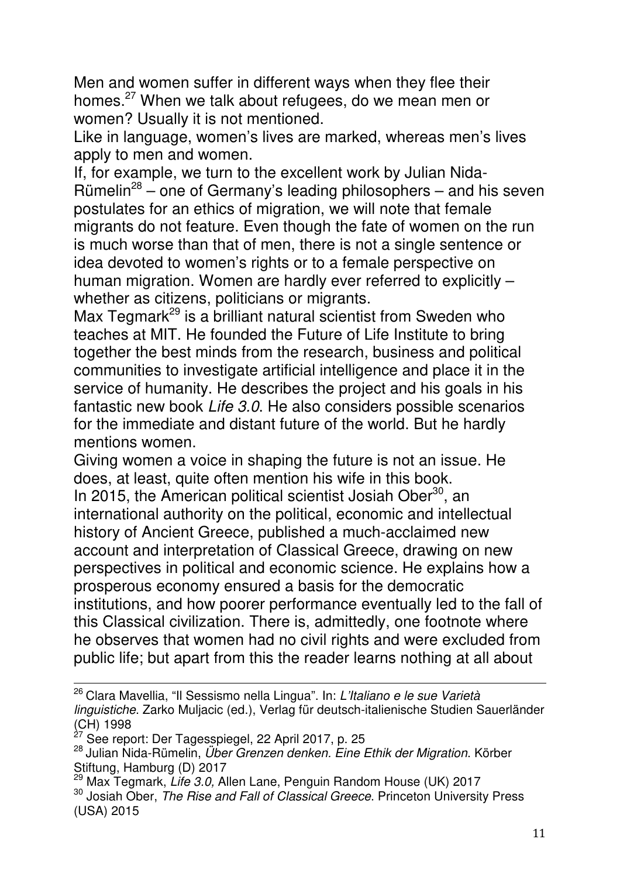Men and women suffer in different ways when they flee their homes.[27] When we talk about refugees, do we mean men or women? Usually it is not mentioned.

Like in language, women's lives are marked, whereas men's lives apply to men and women.

If, for example, we turn to the excellent work by Julian Nida-Rümelin[28] – one of Germany's leading philosophers – and his seven postulates for an ethics of migration, we will note that female migrants do not feature. Even though the fate of women on the run is much worse than that of men, there is not a single sentence or idea devoted to women's rights or to a female perspective on human migration. Women are hardly ever referred to explicitly – whether as citizens, politicians or migrants.

Max Tegmark[29] is a brilliant natural scientist from Sweden who teaches at MIT. He founded the Future of Life Institute to bring together the best minds from the research, business and political communities to investigate artificial intelligence and place it in the service of humanity. He describes the project and his goals in his fantastic new book *Life 3.0*. He also considers possible scenarios for the immediate and distant future of the world. But he hardly mentions women.

Giving women a voice in shaping the future is not an issue. He does, at least, quite often mention his wife in this book.

In 2015, the American political scientist Josiah Ober[30], an international authority on the political, economic and intellectual history of Ancient Greece, published a much-acclaimed new account and interpretation of Classical Greece, drawing on new perspectives in political and economic science. He explains how a prosperous economy ensured a basis for the democratic institutions, and how poorer performance eventually led to the fall of this Classical civilization. There is, admittedly, one footnote where he observes that women had no civil rights and were excluded from public life; but apart from this the reader learns nothing at all about

---

[26] Clara Mavellia, "Il Sessismo nella Lingua". In: *L'Italiano e le sue Varietà linguistiche*. Zarko Muljacic (ed.), Verlag für deutsch-italienische Studien Sauerländer (CH) 1998

[27] See report: Der Tagesspiegel, 22 April 2017, p. 25

[28] Julian Nida-Rümelin, *Über Grenzen denken. Eine Ethik der Migration*. Körber Stiftung, Hamburg (D) 2017

[29] Max Tegmark, *Life 3.0,* Allen Lane, Penguin Random House (UK) 2017

[30] Josiah Ober, *The Rise and Fall of Classical Greece*. Princeton University Press (USA) 2015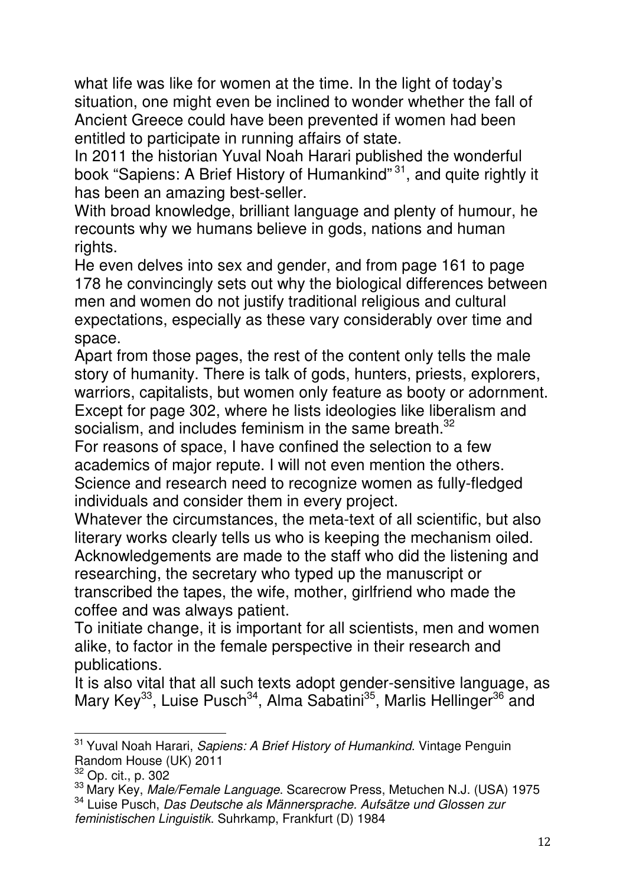what life was like for women at the time. In the light of today's situation, one might even be inclined to wonder whether the fall of Ancient Greece could have been prevented if women had been entitled to participate in running affairs of state.

In 2011 the historian Yuval Noah Harari published the wonderful book "Sapiens: A Brief History of Humankind" [31], and quite rightly it has been an amazing best-seller.

With broad knowledge, brilliant language and plenty of humour, he recounts why we humans believe in gods, nations and human rights.

He even delves into sex and gender, and from page 161 to page 178 he convincingly sets out why the biological differences between men and women do not justify traditional religious and cultural expectations, especially as these vary considerably over time and space.

Apart from those pages, the rest of the content only tells the male story of humanity. There is talk of gods, hunters, priests, explorers, warriors, capitalists, but women only feature as booty or adornment. Except for page 302, where he lists ideologies like liberalism and socialism, and includes feminism in the same breath.[32]

For reasons of space, I have confined the selection to a few academics of major repute. I will not even mention the others.

Science and research need to recognize women as fully-fledged individuals and consider them in every project.

Whatever the circumstances, the meta-text of all scientific, but also literary works clearly tells us who is keeping the mechanism oiled. Acknowledgements are made to the staff who did the listening and researching, the secretary who typed up the manuscript or transcribed the tapes, the wife, mother, girlfriend who made the coffee and was always patient.

To initiate change, it is important for all scientists, men and women alike, to factor in the female perspective in their research and publications.

It is also vital that all such texts adopt gender-sensitive language, as Mary Key[33], Luise Pusch[34], Alma Sabatini[35], Marlis Hellinger[36] and

---

[31] Yuval Noah Harari, *Sapiens: A Brief History of Humankind*. Vintage Penguin Random House (UK) 2011

[32] Op. cit., p. 302

[33] Mary Key, *Male/Female Language*. Scarecrow Press, Metuchen N.J. (USA) 1975

[34] Luise Pusch, *Das Deutsche als Männersprache. Aufsätze und Glossen zur feministischen Linguistik*. Suhrkamp, Frankfurt (D) 1984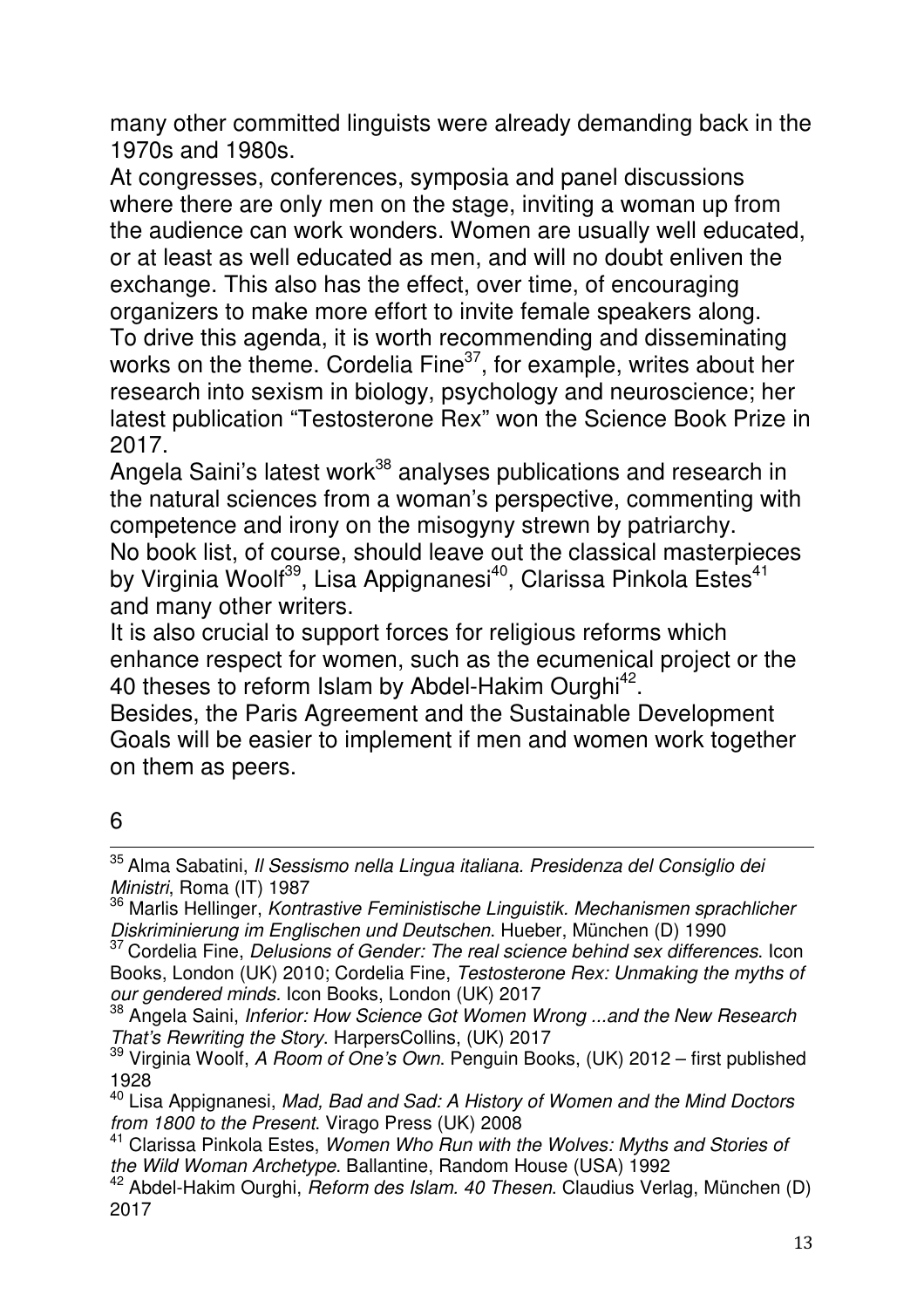many other committed linguists were already demanding back in the 1970s and 1980s.

At congresses, conferences, symposia and panel discussions where there are only men on the stage, inviting a woman up from the audience can work wonders. Women are usually well educated, or at least as well educated as men, and will no doubt enliven the exchange. This also has the effect, over time, of encouraging organizers to make more effort to invite female speakers along.

To drive this agenda, it is worth recommending and disseminating works on the theme. Cordelia Fine[37], for example, writes about her research into sexism in biology, psychology and neuroscience; her latest publication "Testosterone Rex" won the Science Book Prize in 2017.

Angela Saini's latest work[38] analyses publications and research in the natural sciences from a woman's perspective, commenting with competence and irony on the misogyny strewn by patriarchy.

No book list, of course, should leave out the classical masterpieces by Virginia Woolf[39], Lisa Appignanesi[40], Clarissa Pinkola Estes[41] and many other writers.

It is also crucial to support forces for religious reforms which enhance respect for women, such as the ecumenical project or the 40 theses to reform Islam by Abdel-Hakim Ourghi[42].

Besides, the Paris Agreement and the Sustainable Development Goals will be easier to implement if men and women work together on them as peers.

6

---

[35] Alma Sabatini, *Il Sessismo nella Lingua italiana. Presidenza del Consiglio dei Ministri*, Roma (IT) 1987

[36] Marlis Hellinger, *Kontrastive Feministische Linguistik. Mechanismen sprachlicher Diskriminierung im Englischen und Deutschen*. Hueber, München (D) 1990

[37] Cordelia Fine, *Delusions of Gender: The real science behind sex differences*. Icon Books, London (UK) 2010; Cordelia Fine, *Testosterone Rex: Unmaking the myths of our gendered minds.* Icon Books, London (UK) 2017

[38] Angela Saini, *Inferior: How Science Got Women Wrong ...and the New Research That's Rewriting the Story*. HarpersCollins, (UK) 2017

[39] Virginia Woolf, *A Room of One's Own*. Penguin Books, (UK) 2012 – first published 1928

[40] Lisa Appignanesi, *Mad, Bad and Sad: A History of Women and the Mind Doctors from 1800 to the Present*. Virago Press (UK) 2008

[41] Clarissa Pinkola Estes, *Women Who Run with the Wolves: Myths and Stories of the Wild Woman Archetype*. Ballantine, Random House (USA) 1992

[42] Abdel-Hakim Ourghi, *Reform des Islam. 40 Thesen*. Claudius Verlag, München (D) 2017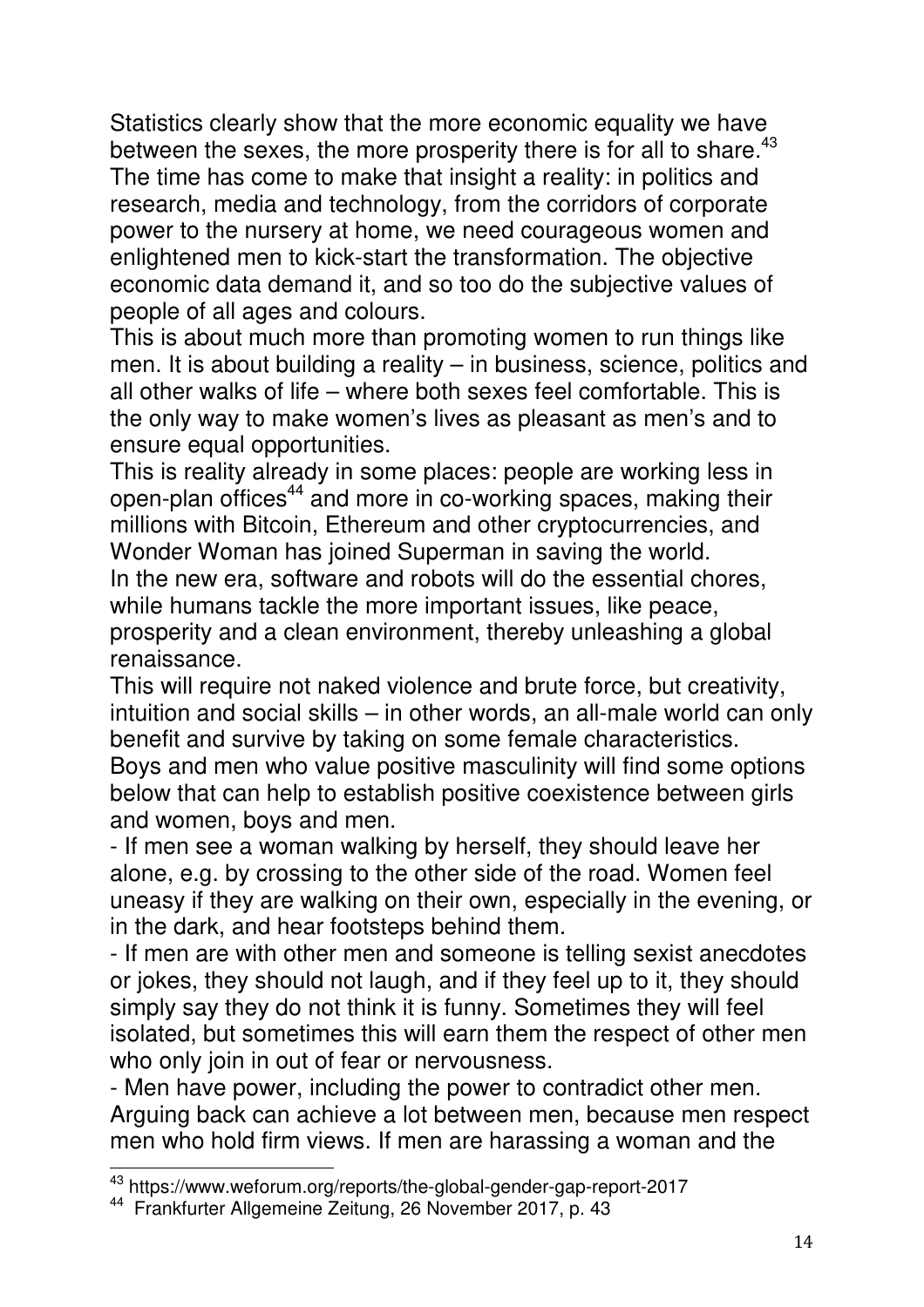Statistics clearly show that the more economic equality we have between the sexes, the more prosperity there is for all to share.[43] The time has come to make that insight a reality: in politics and research, media and technology, from the corridors of corporate power to the nursery at home, we need courageous women and enlightened men to kick-start the transformation. The objective economic data demand it, and so too do the subjective values of people of all ages and colours.

This is about much more than promoting women to run things like men. It is about building a reality – in business, science, politics and all other walks of life – where both sexes feel comfortable. This is the only way to make women's lives as pleasant as men's and to ensure equal opportunities.

This is reality already in some places: people are working less in open-plan offices[44] and more in co-working spaces, making their millions with Bitcoin, Ethereum and other cryptocurrencies, and Wonder Woman has joined Superman in saving the world.

In the new era, software and robots will do the essential chores, while humans tackle the more important issues, like peace, prosperity and a clean environment, thereby unleashing a global renaissance.

This will require not naked violence and brute force, but creativity, intuition and social skills – in other words, an all-male world can only benefit and survive by taking on some female characteristics.

Boys and men who value positive masculinity will find some options below that can help to establish positive coexistence between girls and women, boys and men.

- If men see a woman walking by herself, they should leave her alone, e.g. by crossing to the other side of the road. Women feel uneasy if they are walking on their own, especially in the evening, or in the dark, and hear footsteps behind them.
- If men are with other men and someone is telling sexist anecdotes or jokes, they should not laugh, and if they feel up to it, they should simply say they do not think it is funny. Sometimes they will feel isolated, but sometimes this will earn them the respect of other men who only join in out of fear or nervousness.
- Men have power, including the power to contradict other men. Arguing back can achieve a lot between men, because men respect men who hold firm views. If men are harassing a woman and the

---

[43] https://www.weforum.org/reports/the-global-gender-gap-report-2017

[44] Frankfurter Allgemeine Zeitung, 26 November 2017, p. 43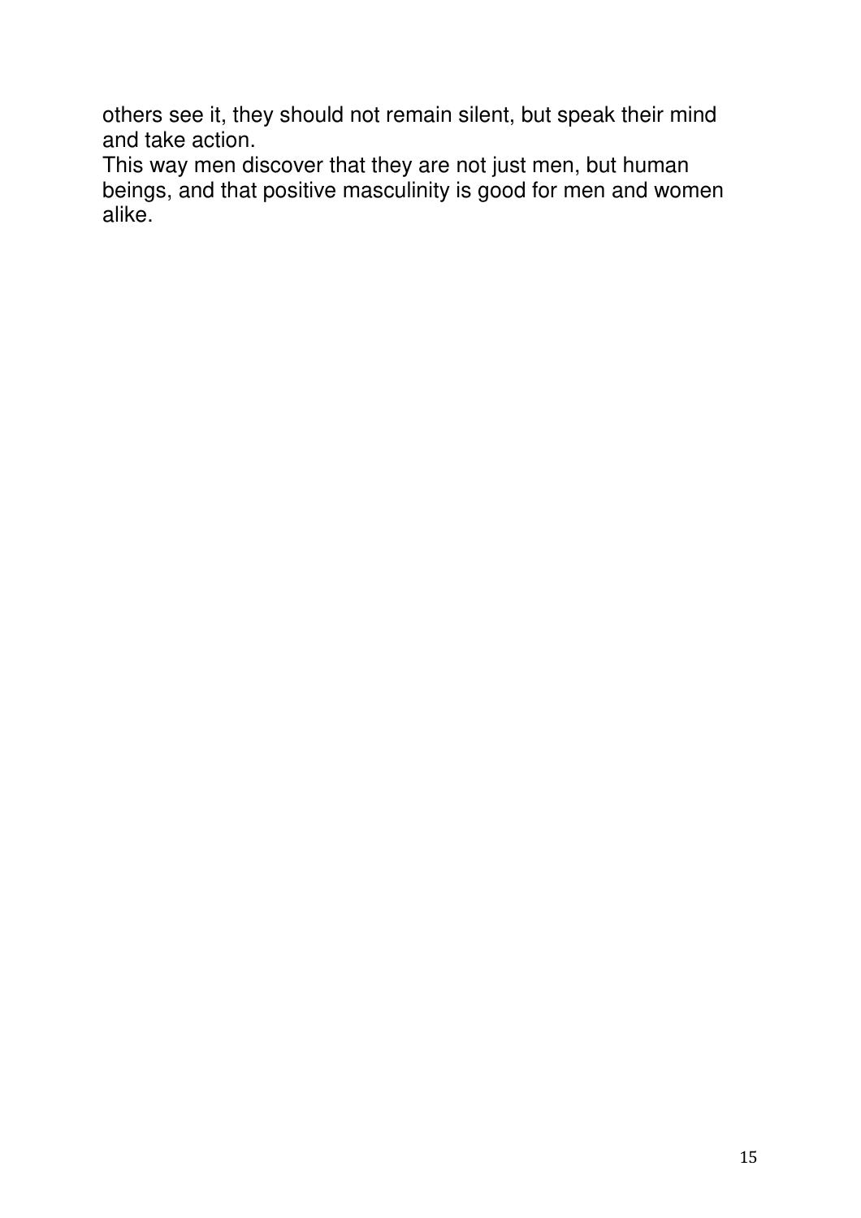others see it, they should not remain silent, but speak their mind and take action.

This way men discover that they are not just men, but human beings, and that positive masculinity is good for men and women alike.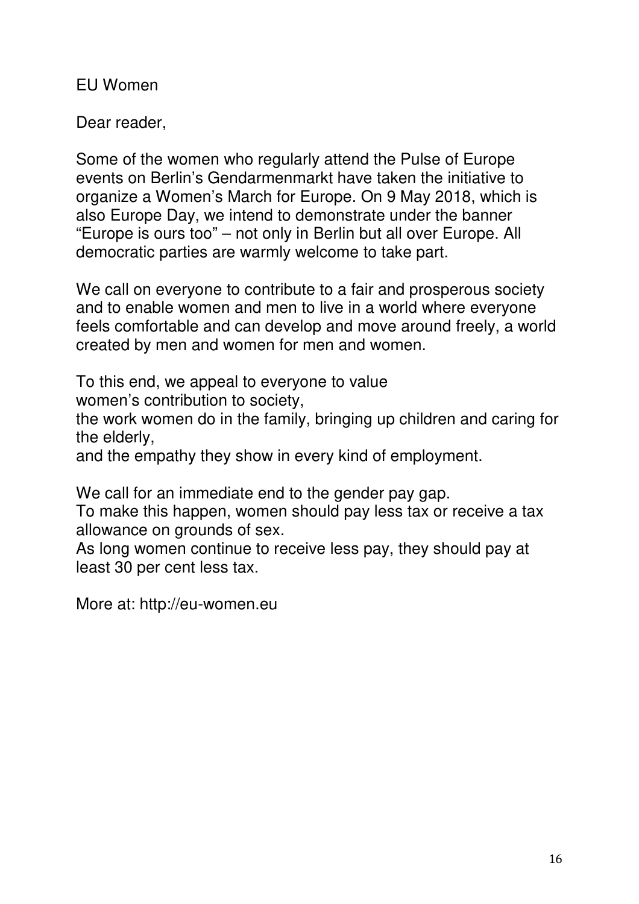EU Women

Dear reader,

Some of the women who regularly attend the Pulse of Europe events on Berlin's Gendarmenmarkt have taken the initiative to organize a Women's March for Europe. On 9 May 2018, which is also Europe Day, we intend to demonstrate under the banner "Europe is ours too" – not only in Berlin but all over Europe. All democratic parties are warmly welcome to take part.

We call on everyone to contribute to a fair and prosperous society and to enable women and men to live in a world where everyone feels comfortable and can develop and move around freely, a world created by men and women for men and women.

To this end, we appeal to everyone to value
women's contribution to society,
the work women do in the family, bringing up children and caring for the elderly,
and the empathy they show in every kind of employment.

We call for an immediate end to the gender pay gap.
To make this happen, women should pay less tax or receive a tax allowance on grounds of sex.
As long women continue to receive less pay, they should pay at least 30 per cent less tax.

More at: http://eu-women.eu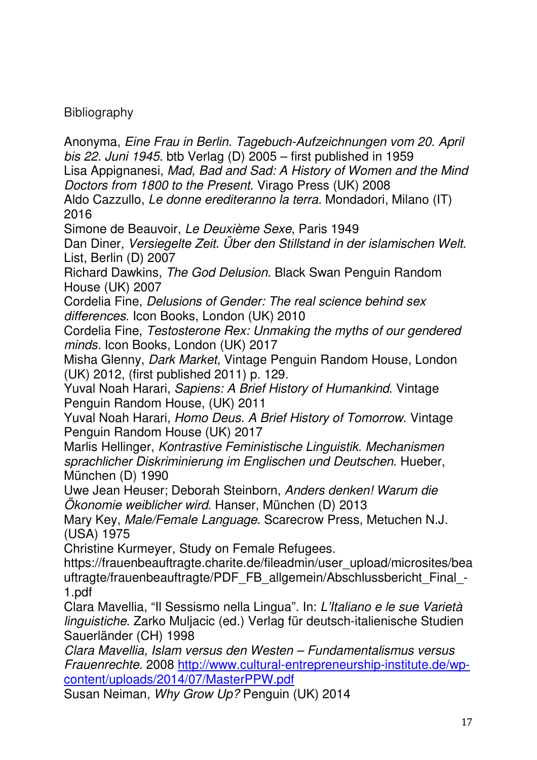Bibliography

Anonyma, *Eine Frau in Berlin. Tagebuch-Aufzeichnungen vom 20. April bis 22. Juni 1945*. btb Verlag (D) 2005 – first published in 1959

Lisa Appignanesi, *Mad, Bad and Sad: A History of Women and the Mind Doctors from 1800 to the Present*. Virago Press (UK) 2008

Aldo Cazzullo, *Le donne erediteranno la terra.* Mondadori, Milano (IT) 2016

Simone de Beauvoir, *Le Deuxième Sexe*, Paris 1949

Dan Diner, *Versiegelte Zeit. Über den Stillstand in der islamischen Welt*. List, Berlin (D) 2007

Richard Dawkins, *The God Delusion*. Black Swan Penguin Random House (UK) 2007

Cordelia Fine, *Delusions of Gender: The real science behind sex differences*. Icon Books, London (UK) 2010

Cordelia Fine, *Testosterone Rex: Unmaking the myths of our gendered minds.* Icon Books, London (UK) 2017

Misha Glenny, *Dark Market,* Vintage Penguin Random House, London (UK) 2012, (first published 2011) p. 129.

Yuval Noah Harari, *Sapiens: A Brief History of Humankind*. Vintage Penguin Random House, (UK) 2011

Yuval Noah Harari, *Homo Deus. A Brief History of Tomorrow*. Vintage Penguin Random House (UK) 2017

Marlis Hellinger, *Kontrastive Feministische Linguistik. Mechanismen sprachlicher Diskriminierung im Englischen und Deutschen*. Hueber, München (D) 1990

Uwe Jean Heuser; Deborah Steinborn, *Anders denken! Warum die Ökonomie weiblicher wird*. Hanser, München (D) 2013

Mary Key, *Male/Female Language*. Scarecrow Press, Metuchen N.J. (USA) 1975

Christine Kurmeyer, Study on Female Refugees. https://frauenbeauftragte.charite.de/fileadmin/user_upload/microsites/beauftragte/frauenbeauftragte/PDF_FB_allgemein/Abschlussbericht_Final_-1.pdf

Clara Mavellia, "Il Sessismo nella Lingua". In: *L'Italiano e le sue Varietà linguistiche*. Zarko Muljacic (ed.) Verlag für deutsch-italienische Studien Sauerländer (CH) 1998

*Clara Mavellia, Islam versus den Westen – Fundamentalismus versus Frauenrechte.* 2008 [http://www.cultural-entrepreneurship-institute.de/wp-content/uploads/2014/07/MasterPPW.pdf](http://www.cultural-entrepreneurship-institute.de/wp-content/uploads/2014/07/MasterPPW.pdf)

Susan Neiman, *Why Grow Up?* Penguin (UK) 2014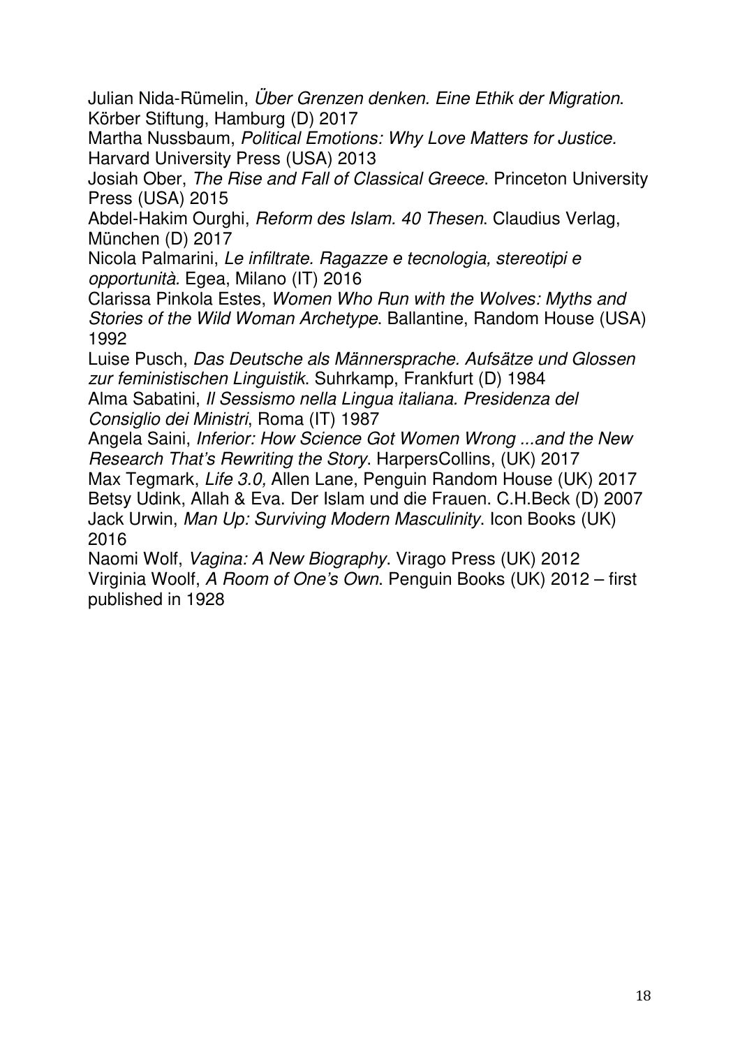Julian Nida-Rümelin, *Über Grenzen denken. Eine Ethik der Migration*. Körber Stiftung, Hamburg (D) 2017

Martha Nussbaum, *Political Emotions: Why Love Matters for Justice.* Harvard University Press (USA) 2013

Josiah Ober, *The Rise and Fall of Classical Greece*. Princeton University Press (USA) 2015

Abdel-Hakim Ourghi, *Reform des Islam. 40 Thesen*. Claudius Verlag, München (D) 2017

Nicola Palmarini, *Le infiltrate. Ragazze e tecnologia, stereotipi e opportunità.* Egea, Milano (IT) 2016

Clarissa Pinkola Estes, *Women Who Run with the Wolves: Myths and Stories of the Wild Woman Archetype*. Ballantine, Random House (USA) 1992

Luise Pusch, *Das Deutsche als Männersprache. Aufsätze und Glossen zur feministischen Linguistik*. Suhrkamp, Frankfurt (D) 1984

Alma Sabatini, *Il Sessismo nella Lingua italiana. Presidenza del Consiglio dei Ministri*, Roma (IT) 1987

Angela Saini, *Inferior: How Science Got Women Wrong ...and the New Research That's Rewriting the Story*. HarpersCollins, (UK) 2017

Max Tegmark, *Life 3.0,* Allen Lane, Penguin Random House (UK) 2017

Betsy Udink, Allah & Eva. Der Islam und die Frauen. C.H.Beck (D) 2007

Jack Urwin, *Man Up: Surviving Modern Masculinity*. Icon Books (UK) 2016

Naomi Wolf, *Vagina: A New Biography*. Virago Press (UK) 2012

Virginia Woolf, *A Room of One's Own*. Penguin Books (UK) 2012 – first published in 1928